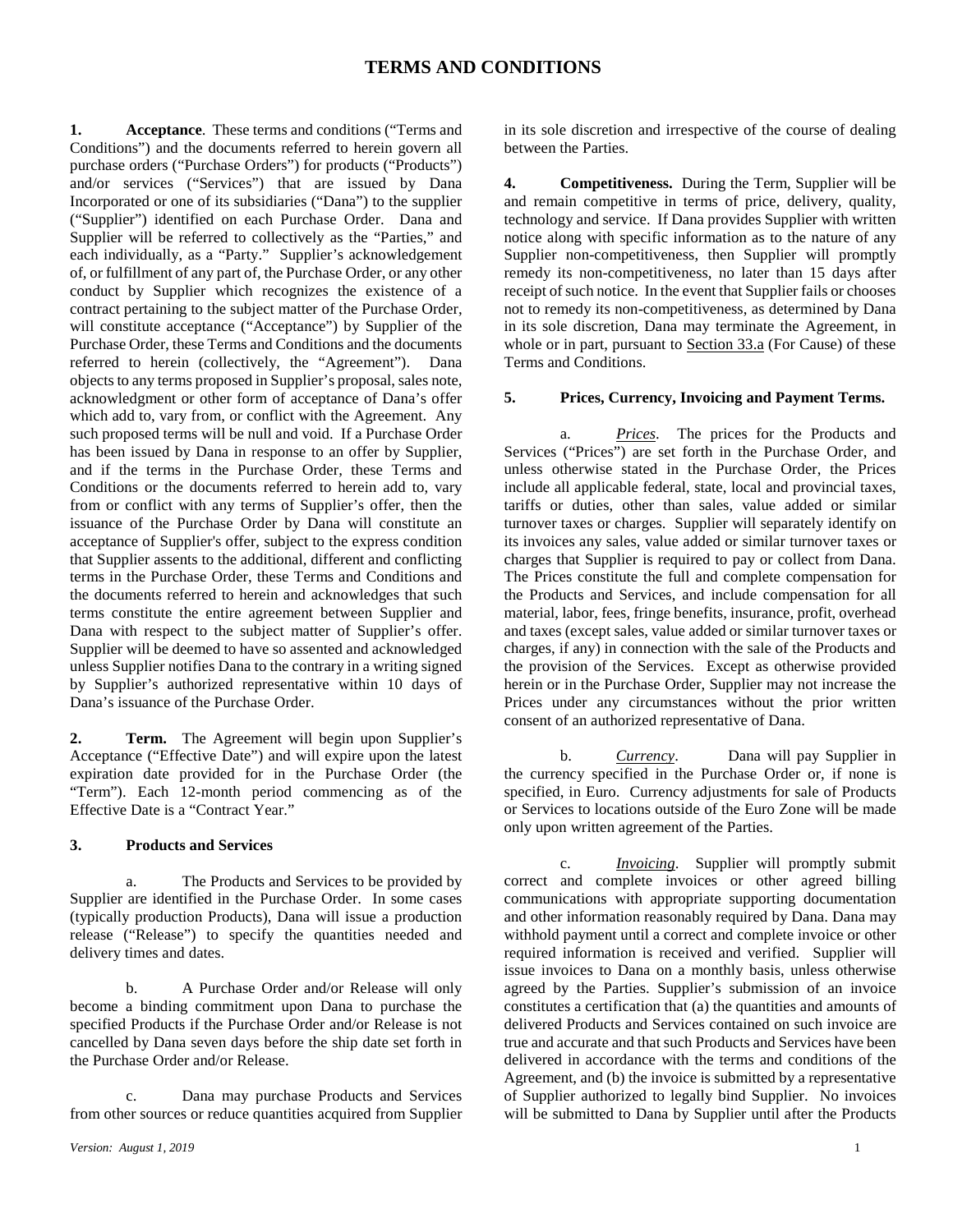# TERMS AND CONDITIONS

**1. Acceptance**. These terms and conditions ("Terms and Conditions") and the documents referred to herein govern all purchase orders ("Purchase Orders") for products ("Products") and/or services ("Services") that are issued by Dana Incorporated or one of its subsidiaries ("Dana") to the supplier ("Supplier") identified on each Purchase Order. Dana and Supplier will be referred to collectively as the "Parties," and each individually, as a "Party." Supplier's acknowledgement of, or fulfillment of any part of, the Purchase Order, or any other conduct by Supplier which recognizes the existence of a contract pertaining to the subject matter of the Purchase Order, will constitute acceptance ("Acceptance") by Supplier of the Purchase Order, these Terms and Conditions and the documents referred to herein (collectively, the "Agreement"). Dana objects to any terms proposed in Supplier's proposal, sales note, acknowledgment or other form of acceptance of Dana's offer which add to, vary from, or conflict with the Agreement. Any such proposed terms will be null and void. If a Purchase Order has been issued by Dana in response to an offer by Supplier, and if the terms in the Purchase Order, these Terms and Conditions or the documents referred to herein add to, vary from or conflict with any terms of Supplier's offer, then the issuance of the Purchase Order by Dana will constitute an acceptance of Supplier's offer, subject to the express condition that Supplier assents to the additional, different and conflicting terms in the Purchase Order, these Terms and Conditions and the documents referred to herein and acknowledges that such terms constitute the entire agreement between Supplier and Dana with respect to the subject matter of Supplier's offer. Supplier will be deemed to have so assented and acknowledged unless Supplier notifies Dana to the contrary in a writing signed by Supplier's authorized representative within 10 days of Dana's issuance of the Purchase Order.

**2. Term.** The Agreement will begin upon Supplier's Acceptance ("Effective Date") and will expire upon the latest expiration date provided for in the Purchase Order (the "Term"). Each 12-month period commencing as of the Effective Date is a "Contract Year."

**3. Products and Services**

a. The Products and Services to be provided by Supplier are identified in the Purchase Order. In some cases (typically production Products), Dana will issue a production release ("Release") to specify the quantities needed and delivery times and dates.

b. A Purchase Order and/or Release will only become a binding commitment upon Dana to purchase the specified Products if the Purchase Order and/or Release is not cancelled by Dana seven days before the ship date set forth in the Purchase Order and/or Release.

c. Dana may purchase Products and Services from other sources or reduce quantities acquired from Supplier in its sole discretion and irrespective of the course of dealing between the Parties.

**4. Competitiveness.** During the Term, Supplier will be and remain competitive in terms of price, delivery, quality, technology and service. If Dana provides Supplier with written notice along with specific information as to the nature of any Supplier non-competitiveness, then Supplier will promptly remedy its non-competitiveness, no later than 15 days after receipt of such notice. In the event that Supplier fails or chooses not to remedy its non-competitiveness, as determined by Dana in its sole discretion, Dana may terminate the Agreement, in whole or in part, pursuant to Section 33.a (For Cause) of these Terms and Conditions.

**5. Prices, Currency, Invoicing and Payment Terms.**

a. *Prices*. The prices for the Products and Services ("Prices") are set forth in the Purchase Order, and unless otherwise stated in the Purchase Order, the Prices include all applicable federal, state, local and provincial taxes, tariffs or duties, other than sales, value added or similar turnover taxes or charges. Supplier will separately identify on its invoices any sales, value added or similar turnover taxes or charges that Supplier is required to pay or collect from Dana. The Prices constitute the full and complete compensation for the Products and Services, and include compensation for all material, labor, fees, fringe benefits, insurance, profit, overhead and taxes (except sales, value added or similar turnover taxes or charges, if any) in connection with the sale of the Products and the provision of the Services. Except as otherwise provided herein or in the Purchase Order, Supplier may not increase the Prices under any circumstances without the prior written consent of an authorized representative of Dana.

b. *Currency*. Dana will pay Supplier in the currency specified in the Purchase Order or, if none is specified, in Euro. Currency adjustments for sale of Products or Services to locations outside of the Euro Zone will be made only upon written agreement of the Parties.

c. *Invoicing*. Supplier will promptly submit correct and complete invoices or other agreed billing communications with appropriate supporting documentation and other information reasonably required by Dana. Dana may withhold payment until a correct and complete invoice or other required information is received and verified. Supplier will issue invoices to Dana on a monthly basis, unless otherwise agreed by the Parties. Supplier's submission of an invoice constitutes a certification that (a) the quantities and amounts of delivered Products and Services contained on such invoice are true and accurate and that such Products and Services have been delivered in accordance with the terms and conditions of the Agreement, and (b) the invoice is submitted by a representative of Supplier authorized to legally bind Supplier. No invoices will be submitted to Dana by Supplier until after the Products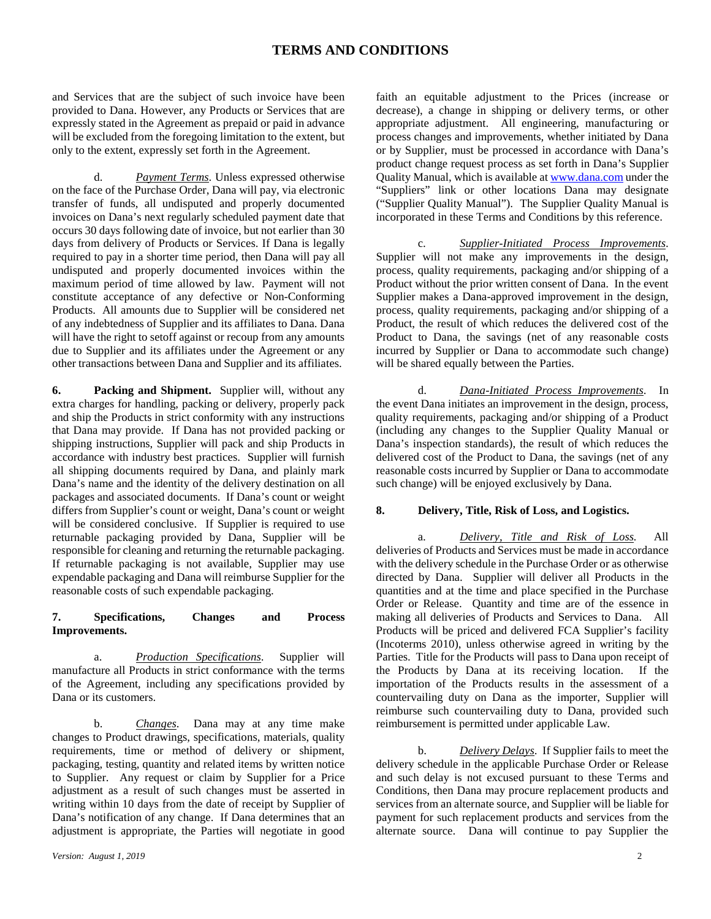and Services that are the subject of such invoice have been provided to Dana. However, any Products or Services that are expressly stated in the Agreement as prepaid or paid in advance will be excluded from the foregoing limitation to the extent, but only to the extent, expressly set forth in the Agreement.

d. *Payment Terms*. Unless expressed otherwise on the face of the Purchase Order, Dana will pay, via electronic transfer of funds, all undisputed and properly documented invoices on Dana's next regularly scheduled payment date that occurs 30 days following date of invoice, but not earlier than 30 days from delivery of Products or Services. If Dana is legally required to pay in a shorter time period, then Dana will pay all undisputed and properly documented invoices within the maximum period of time allowed by law. Payment will not constitute acceptance of any defective or Non-Conforming Products. All amounts due to Supplier will be considered net of any indebtedness of Supplier and its affiliates to Dana. Dana will have the right to setoff against or recoup from any amounts due to Supplier and its affiliates under the Agreement or any other transactions between Dana and Supplier and its affiliates.

**6. Packing and Shipment.** Supplier will, without any extra charges for handling, packing or delivery, properly pack and ship the Products in strict conformity with any instructions that Dana may provide. If Dana has not provided packing or shipping instructions, Supplier will pack and ship Products in accordance with industry best practices. Supplier will furnish all shipping documents required by Dana, and plainly mark Dana's name and the identity of the delivery destination on all packages and associated documents. If Dana's count or weight differs from Supplier's count or weight, Dana's count or weight will be considered conclusive. If Supplier is required to use returnable packaging provided by Dana, Supplier will be responsible for cleaning and returning the returnable packaging. If returnable packaging is not available, Supplier may use expendable packaging and Dana will reimburse Supplier for the reasonable costs of such expendable packaging.

**7. Specifications, Changes and Process Improvements.**

a. *Production Specifications*. Supplier will manufacture all Products in strict conformance with the terms of the Agreement, including any specifications provided by Dana or its customers.

b. *Changes*. Dana may at any time make changes to Product drawings, specifications, materials, quality requirements, time or method of delivery or shipment, packaging, testing, quantity and related items by written notice to Supplier. Any request or claim by Supplier for a Price adjustment as a result of such changes must be asserted in writing within 10 days from the date of receipt by Supplier of Dana's notification of any change. If Dana determines that an adjustment is appropriate, the Parties will negotiate in good faith an equitable adjustment to the Prices (increase or decrease), a change in shipping or delivery terms, or other appropriate adjustment. All engineering, manufacturing or process changes and improvements, whether initiated by Dana or by Supplier, must be processed in accordance with Dana's product change request process as set forth in Dana's Supplier Quality Manual, which is available at [www.dana.com](http://www.dana.com) under the "Suppliers" link or other locations Dana may designate ("Supplier Quality Manual"). The Supplier Quality Manual is incorporated in these Terms and Conditions by this reference.

c. *Supplier-Initiated Process Improvements*. Supplier will not make any improvements in the design, process, quality requirements, packaging and/or shipping of a Product without the prior written consent of Dana. In the event Supplier makes a Dana-approved improvement in the design, process, quality requirements, packaging and/or shipping of a Product, the result of which reduces the delivered cost of the Product to Dana, the savings (net of any reasonable costs incurred by Supplier or Dana to accommodate such change) will be shared equally between the Parties.

d. *Dana-Initiated Process Improvements*. In the event Dana initiates an improvement in the design, process, quality requirements, packaging and/or shipping of a Product (including any changes to the Supplier Quality Manual or Dana's inspection standards), the result of which reduces the delivered cost of the Product to Dana, the savings (net of any reasonable costs incurred by Supplier or Dana to accommodate such change) will be enjoyed exclusively by Dana.

**8. Delivery, Title, Risk of Loss, and Logistics.**

a. *Delivery, Title and Risk of Loss.* All deliveries of Products and Services must be made in accordance with the delivery schedule in the Purchase Order or as otherwise directed by Dana. Supplier will deliver all Products in the quantities and at the time and place specified in the Purchase Order or Release. Quantity and time are of the essence in making all deliveries of Products and Services to Dana. All Products will be priced and delivered FCA Supplier's facility (Incoterms 2010), unless otherwise agreed in writing by the Parties. Title for the Products will pass to Dana upon receipt of the Products by Dana at its receiving location. If the importation of the Products results in the assessment of a countervailing duty on Dana as the importer, Supplier will reimburse such countervailing duty to Dana, provided such reimbursement is permitted under applicable Law.

b. *Delivery Delays*. If Supplier fails to meet the delivery schedule in the applicable Purchase Order or Release and such delay is not excused pursuant to these Terms and Conditions, then Dana may procure replacement products and services from an alternate source, and Supplier will be liable for payment for such replacement products and services from the alternate source. Dana will continue to pay Supplier the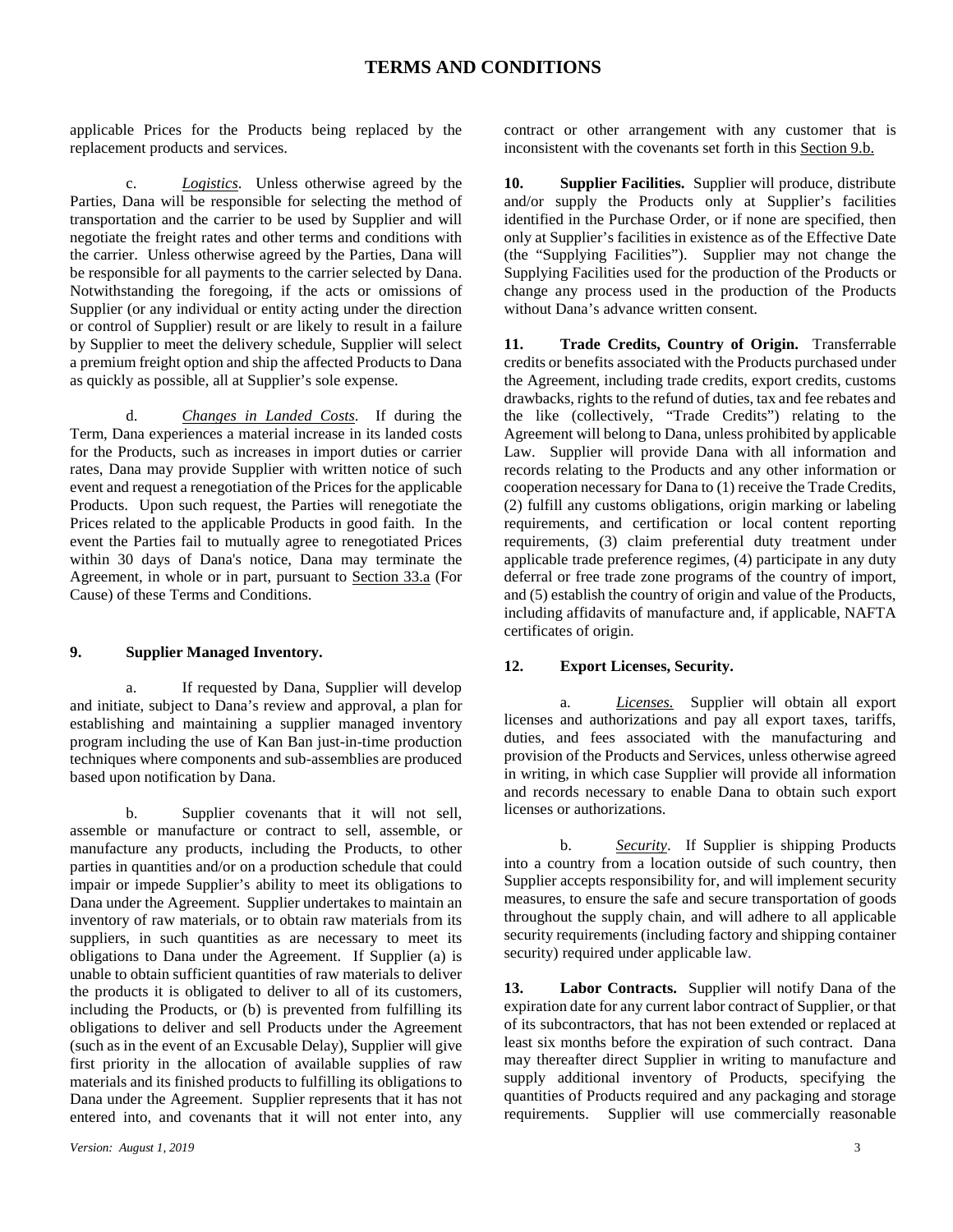applicable Prices for the Products being replaced by the replacement products and services.

c. *Logistics*. Unless otherwise agreed by the Parties, Dana will be responsible for selecting the method of transportation and the carrier to be used by Supplier and will negotiate the freight rates and other terms and conditions with the carrier. Unless otherwise agreed by the Parties, Dana will be responsible for all payments to the carrier selected by Dana. Notwithstanding the foregoing, if the acts or omissions of Supplier (or any individual or entity acting under the direction or control of Supplier) result or are likely to result in a failure by Supplier to meet the delivery schedule, Supplier will select a premium freight option and ship the affected Products to Dana as quickly as possible, all at Supplier's sole expense.

d. *Changes in Landed Costs*. If during the Term, Dana experiences a material increase in its landed costs for the Products, such as increases in import duties or carrier rates, Dana may provide Supplier with written notice of such event and request a renegotiation of the Prices for the applicable Products. Upon such request, the Parties will renegotiate the Prices related to the applicable Products in good faith. In the event the Parties fail to mutually agree to renegotiated Prices within 30 days of Dana's notice, Dana may terminate the Agreement, in whole or in part, pursuant to Section 33.a (For Cause) of these Terms and Conditions.

**9. Supplier Managed Inventory.**

a. If requested by Dana, Supplier will develop and initiate, subject to Dana's review and approval, a plan for establishing and maintaining a supplier managed inventory program including the use of Kan Ban just-in-time production techniques where components and sub-assemblies are produced based upon notification by Dana.

b. Supplier covenants that it will not sell, assemble or manufacture or contract to sell, assemble, or manufacture any products, including the Products, to other parties in quantities and/or on a production schedule that could impair or impede Supplier's ability to meet its obligations to Dana under the Agreement. Supplier undertakes to maintain an inventory of raw materials, or to obtain raw materials from its suppliers, in such quantities as are necessary to meet its obligations to Dana under the Agreement. If Supplier (a) is unable to obtain sufficient quantities of raw materials to deliver the products it is obligated to deliver to all of its customers, including the Products, or (b) is prevented from fulfilling its obligations to deliver and sell Products under the Agreement (such as in the event of an Excusable Delay), Supplier will give first priority in the allocation of available supplies of raw materials and its finished products to fulfilling its obligations to Dana under the Agreement. Supplier represents that it has not entered into, and covenants that it will not enter into, any contract or other arrangement with any customer that is inconsistent with the covenants set forth in this Section 9.b.

**10. Supplier Facilities.** Supplier will produce, distribute and/or supply the Products only at Supplier's facilities identified in the Purchase Order, or if none are specified, then only at Supplier's facilities in existence as of the Effective Date (the "Supplying Facilities"). Supplier may not change the Supplying Facilities used for the production of the Products or change any process used in the production of the Products without Dana's advance written consent.

**11. Trade Credits, Country of Origin.** Transferrable credits or benefits associated with the Products purchased under the Agreement, including trade credits, export credits, customs drawbacks, rights to the refund of duties, tax and fee rebates and the like (collectively, "Trade Credits") relating to the Agreement will belong to Dana, unless prohibited by applicable Law. Supplier will provide Dana with all information and records relating to the Products and any other information or cooperation necessary for Dana to (1) receive the Trade Credits, (2) fulfill any customs obligations, origin marking or labeling requirements, and certification or local content reporting requirements, (3) claim preferential duty treatment under applicable trade preference regimes, (4) participate in any duty deferral or free trade zone programs of the country of import, and (5) establish the country of origin and value of the Products, including affidavits of manufacture and, if applicable, NAFTA certificates of origin.

**12. Export Licenses, Security.**

a. *Licenses.* Supplier will obtain all export licenses and authorizations and pay all export taxes, tariffs, duties, and fees associated with the manufacturing and provision of the Products and Services, unless otherwise agreed in writing, in which case Supplier will provide all information and records necessary to enable Dana to obtain such export licenses or authorizations.

b. *Security*. If Supplier is shipping Products into a country from a location outside of such country, then Supplier accepts responsibility for, and will implement security measures, to ensure the safe and secure transportation of goods throughout the supply chain, and will adhere to all applicable security requirements (including factory and shipping container security) required under applicable law.

**13. Labor Contracts.** Supplier will notify Dana of the expiration date for any current labor contract of Supplier, or that of its subcontractors, that has not been extended or replaced at least six months before the expiration of such contract. Dana may thereafter direct Supplier in writing to manufacture and supply additional inventory of Products, specifying the quantities of Products required and any packaging and storage requirements. Supplier will use commercially reasonable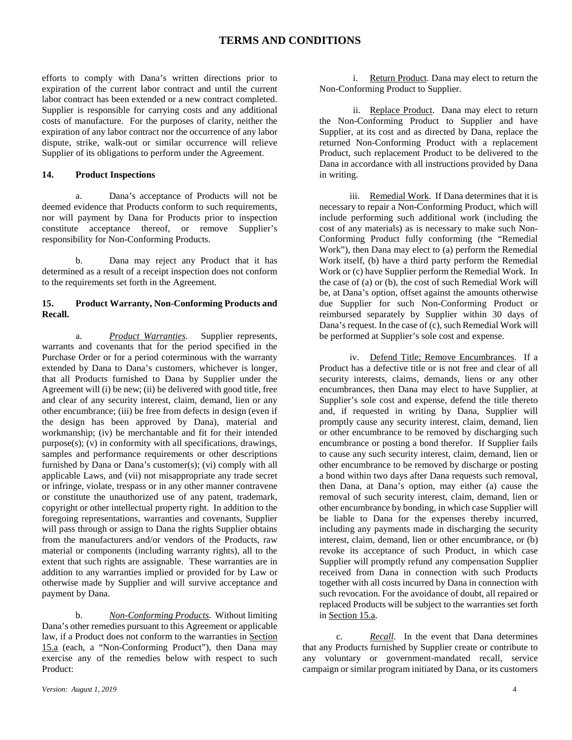efforts to comply with Dana's written directions prior to expiration of the current labor contract and until the current labor contract has been extended or a new contract completed. Supplier is responsible for carrying costs and any additional costs of manufacture. For the purposes of clarity, neither the expiration of any labor contract nor the occurrence of any labor dispute, strike, walk-out or similar occurrence will relieve Supplier of its obligations to perform under the Agreement.

### 14. Product Inspections

a. Dana's acceptance of Products will not be deemed evidence that Products conform to such requirements, nor will payment by Dana for Products prior to inspection constitute acceptance thereof, or remove Supplier's responsibility for Non-Conforming Products.

b. Dana may reject any Product that it has determined as a result of a receipt inspection does not conform to the requirements set forth in the Agreement.

### 15. Product Warranty, Non-Conforming Products and Recall.

a. *Product Warranties.* Supplier represents, warrants and covenants that for the period specified in the Purchase Order or for a period coterminous with the warranty extended by Dana to Dana's customers, whichever is longer, that all Products furnished to Dana by Supplier under the Agreement will (i) be new; (ii) be delivered with good title, free and clear of any security interest, claim, demand, lien or any other encumbrance; (iii) be free from defects in design (even if the design has been approved by Dana), material and workmanship; (iv) be merchantable and fit for their intended purpose(s); (v) in conformity with all specifications, drawings, samples and performance requirements or other descriptions furnished by Dana or Dana's customer(s); (vi) comply with all applicable Laws, and (vii) not misappropriate any trade secret or infringe, violate, trespass or in any other manner contravene or constitute the unauthorized use of any patent, trademark, copyright or other intellectual property right. In addition to the foregoing representations, warranties and covenants, Supplier will pass through or assign to Dana the rights Supplier obtains from the manufacturers and/or vendors of the Products, raw material or components (including warranty rights), all to the extent that such rights are assignable. These warranties are in addition to any warranties implied or provided for by Law or otherwise made by Supplier and will survive acceptance and payment by Dana.

b. *Non-Conforming Products.* Without limiting Dana's other remedies pursuant to this Agreement or applicable law, if a Product does not conform to the warranties in Section 15.a (each, a "Non-Conforming Product"), then Dana may exercise any of the remedies below with respect to such Product:

i. Return Product. Dana may elect to return the Non-Conforming Product to Supplier.

ii. Replace Product. Dana may elect to return the Non-Conforming Product to Supplier and have Supplier, at its cost and as directed by Dana, replace the returned Non-Conforming Product with a replacement Product, such replacement Product to be delivered to the Dana in accordance with all instructions provided by Dana in writing.

iii. Remedial Work. If Dana determines that it is necessary to repair a Non-Conforming Product, which will include performing such additional work (including the cost of any materials) as is necessary to make such Non-Conforming Product fully conforming (the "Remedial Work"), then Dana may elect to (a) perform the Remedial Work itself, (b) have a third party perform the Remedial Work or (c) have Supplier perform the Remedial Work. In the case of (a) or (b), the cost of such Remedial Work will be, at Dana's option, offset against the amounts otherwise due Supplier for such Non-Conforming Product or reimbursed separately by Supplier within 30 days of Dana's request. In the case of (c), such Remedial Work will be performed at Supplier's sole cost and expense.

iv. Defend Title; Remove Encumbrances. If a Product has a defective title or is not free and clear of all security interests, claims, demands, liens or any other encumbrances, then Dana may elect to have Supplier, at Supplier's sole cost and expense, defend the title thereto and, if requested in writing by Dana, Supplier will promptly cause any security interest, claim, demand, lien or other encumbrance to be removed by discharging such encumbrance or posting a bond therefor. If Supplier fails to cause any such security interest, claim, demand, lien or other encumbrance to be removed by discharge or posting a bond within two days after Dana requests such removal, then Dana, at Dana's option, may either (a) cause the removal of such security interest, claim, demand, lien or other encumbrance by bonding, in which case Supplier will be liable to Dana for the expenses thereby incurred, including any payments made in discharging the security interest, claim, demand, lien or other encumbrance, or (b) revoke its acceptance of such Product, in which case Supplier will promptly refund any compensation Supplier received from Dana in connection with such Products together with all costs incurred by Dana in connection with such revocation. For the avoidance of doubt, all repaired or replaced Products will be subject to the warranties set forth in Section 15.a.

c. *Recall*. In the event that Dana determines that any Products furnished by Supplier create or contribute to any voluntary or government-mandated recall, service campaign or similar program initiated by Dana, or its customers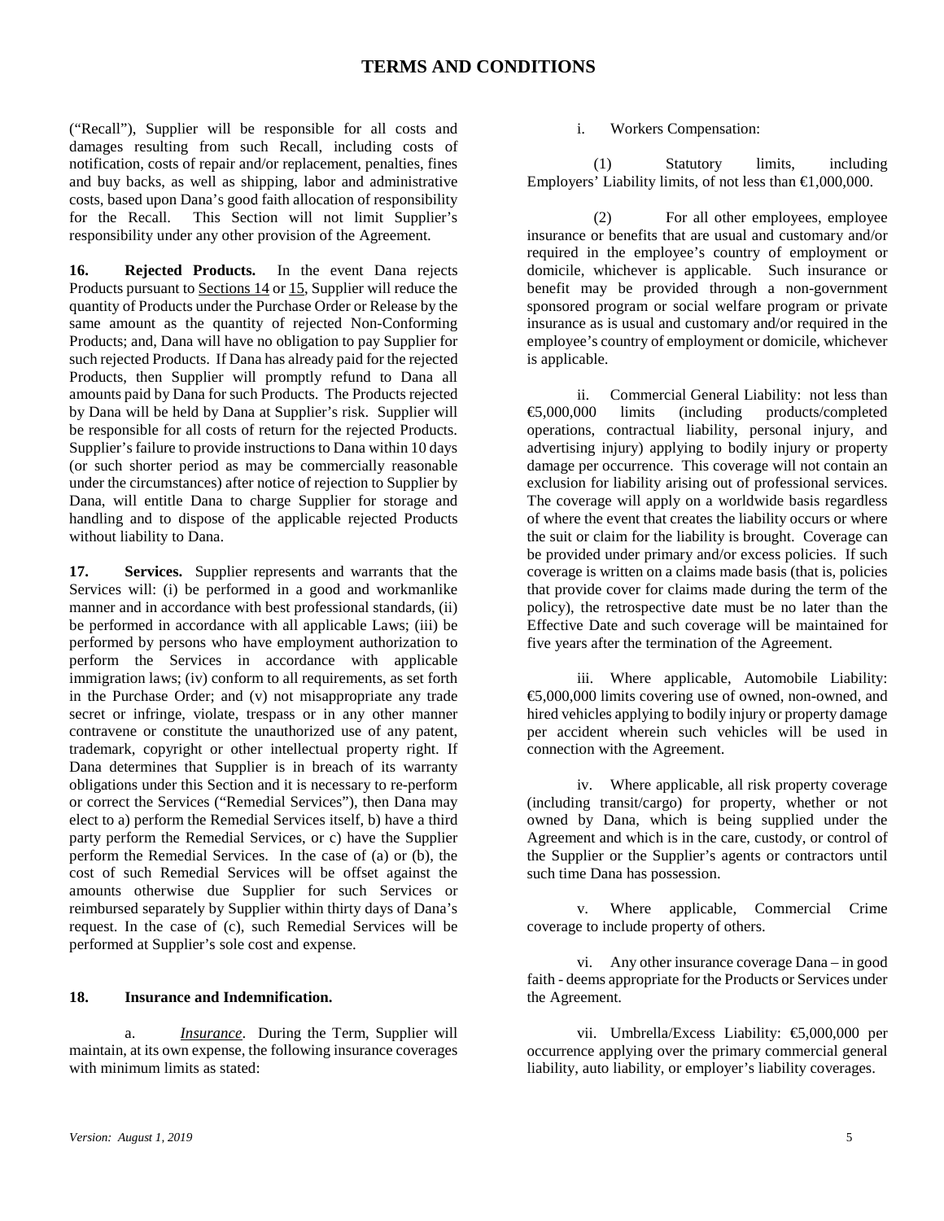("Recall"), Supplier will be responsible for all costs and damages resulting from such Recall, including costs of notification, costs of repair and/or replacement, penalties, fines and buy backs, as well as shipping, labor and administrative costs, based upon Dana's good faith allocation of responsibility for the Recall. This Section will not limit Supplier's responsibility under any other provision of the Agreement.

**16. Rejected Products.** In the event Dana rejects Products pursuant to Sections 14 or 15, Supplier will reduce the quantity of Products under the Purchase Order or Release by the same amount as the quantity of rejected Non-Conforming Products; and, Dana will have no obligation to pay Supplier for such rejected Products. If Dana has already paid for the rejected Products, then Supplier will promptly refund to Dana all amounts paid by Dana for such Products. The Products rejected by Dana will be held by Dana at Supplier's risk. Supplier will be responsible for all costs of return for the rejected Products. Supplier's failure to provide instructions to Dana within 10 days (or such shorter period as may be commercially reasonable under the circumstances) after notice of rejection to Supplier by Dana, will entitle Dana to charge Supplier for storage and handling and to dispose of the applicable rejected Products without liability to Dana.

**17. Services.** Supplier represents and warrants that the Services will: (i) be performed in a good and workmanlike manner and in accordance with best professional standards, (ii) be performed in accordance with all applicable Laws; (iii) be performed by persons who have employment authorization to perform the Services in accordance with applicable immigration laws; (iv) conform to all requirements, as set forth in the Purchase Order; and (v) not misappropriate any trade secret or infringe, violate, trespass or in any other manner contravene or constitute the unauthorized use of any patent, trademark, copyright or other intellectual property right. If Dana determines that Supplier is in breach of its warranty obligations under this Section and it is necessary to re-perform or correct the Services ("Remedial Services"), then Dana may elect to a) perform the Remedial Services itself, b) have a third party perform the Remedial Services, or c) have the Supplier perform the Remedial Services. In the case of (a) or (b), the cost of such Remedial Services will be offset against the amounts otherwise due Supplier for such Services or reimbursed separately by Supplier within thirty days of Dana's request. In the case of (c), such Remedial Services will be performed at Supplier's sole cost and expense.

**18. Insurance and Indemnification.**

a. *Insurance*. During the Term, Supplier will maintain, at its own expense, the following insurance coverages with minimum limits as stated:

i. Workers Compensation:

(1) Statutory limits, including Employers' Liability limits, of not less than €1,000,000.

(2) For all other employees, employee insurance or benefits that are usual and customary and/or required in the employee's country of employment or domicile, whichever is applicable. Such insurance or benefit may be provided through a non-government sponsored program or social welfare program or private insurance as is usual and customary and/or required in the employee's country of employment or domicile, whichever is applicable.

ii. Commercial General Liability: not less than €5,000,000 limits (including products/completed operations, contractual liability, personal injury, and advertising injury) applying to bodily injury or property damage per occurrence. This coverage will not contain an exclusion for liability arising out of professional services. The coverage will apply on a worldwide basis regardless of where the event that creates the liability occurs or where the suit or claim for the liability is brought. Coverage can be provided under primary and/or excess policies. If such coverage is written on a claims made basis (that is, policies that provide cover for claims made during the term of the policy), the retrospective date must be no later than the Effective Date and such coverage will be maintained for five years after the termination of the Agreement.

iii. Where applicable, Automobile Liability: €5,000,000 limits covering use of owned, non-owned, and hired vehicles applying to bodily injury or property damage per accident wherein such vehicles will be used in connection with the Agreement.

iv. Where applicable, all risk property coverage (including transit/cargo) for property, whether or not owned by Dana, which is being supplied under the Agreement and which is in the care, custody, or control of the Supplier or the Supplier's agents or contractors until such time Dana has possession.

v. Where applicable, Commercial Crime coverage to include property of others.

vi. Any other insurance coverage Dana – in good faith - deems appropriate for the Products or Services under the Agreement.

vii. Umbrella/Excess Liability: €5,000,000 per occurrence applying over the primary commercial general liability, auto liability, or employer's liability coverages.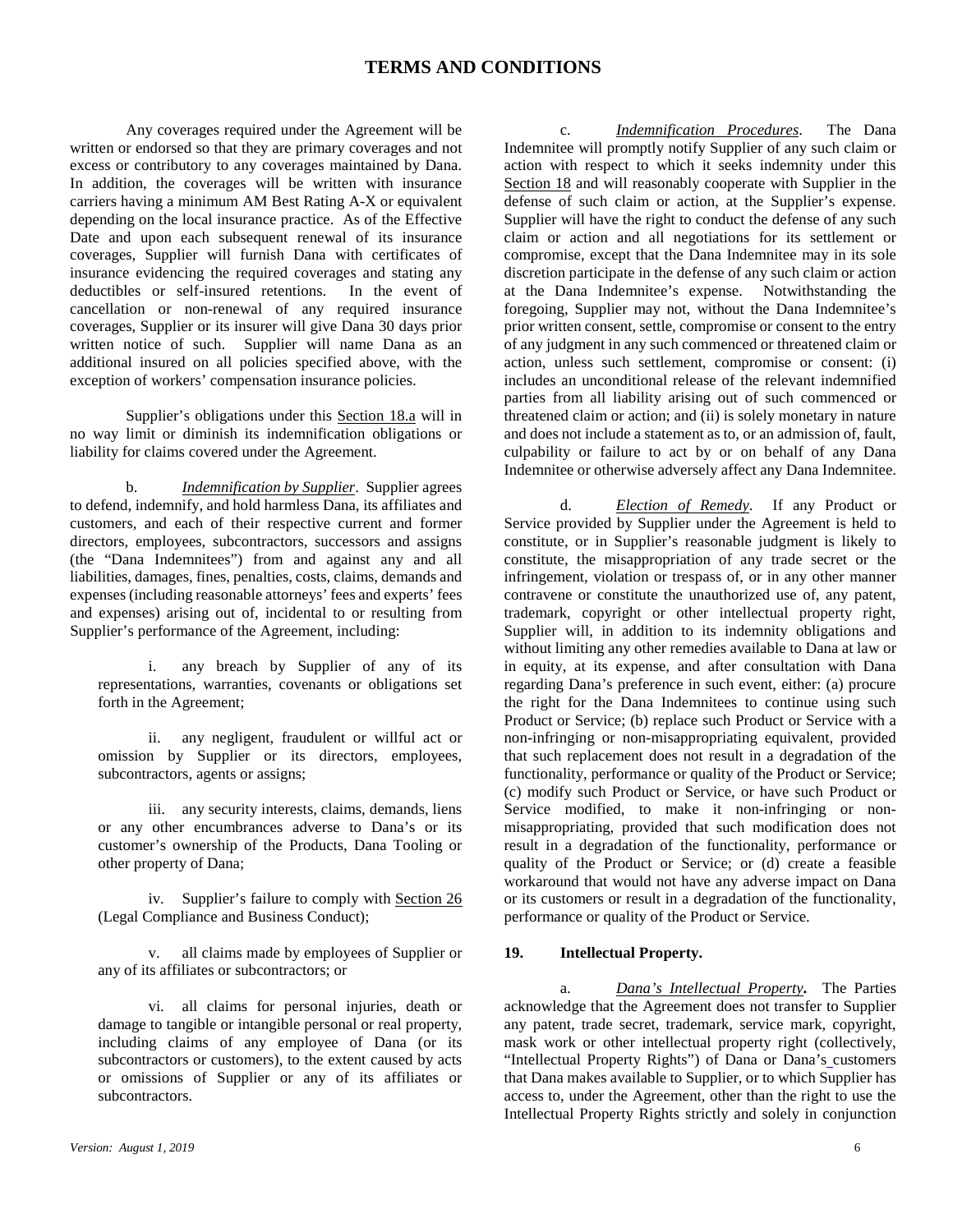# TERMS AND CONDITIONS

Any coverages required under the Agreement will be written or endorsed so that they are primary coverages and not excess or contributory to any coverages maintained by Dana. In addition, the coverages will be written with insurance carriers having a minimum AM Best Rating A-X or equivalent depending on the local insurance practice. As of the Effective Date and upon each subsequent renewal of its insurance coverages, Supplier will furnish Dana with certificates of insurance evidencing the required coverages and stating any deductibles or self-insured retentions. In the event of cancellation or non-renewal of any required insurance coverages, Supplier or its insurer will give Dana 30 days prior written notice of such. Supplier will name Dana as an additional insured on all policies specified above, with the exception of workers' compensation insurance policies.

Supplier's obligations under this Section 18.a will in no way limit or diminish its indemnification obligations or liability for claims covered under the Agreement.

b. *Indemnification by Supplier*. Supplier agrees to defend, indemnify, and hold harmless Dana, its affiliates and customers, and each of their respective current and former directors, employees, subcontractors, successors and assigns (the "Dana Indemnitees") from and against any and all liabilities, damages, fines, penalties, costs, claims, demands and expenses (including reasonable attorneys' fees and experts' fees and expenses) arising out of, incidental to or resulting from Supplier's performance of the Agreement, including:

i. any breach by Supplier of any of its representations, warranties, covenants or obligations set forth in the Agreement;

ii. any negligent, fraudulent or willful act or omission by Supplier or its directors, employees, subcontractors, agents or assigns;

iii. any security interests, claims, demands, liens or any other encumbrances adverse to Dana's or its customer's ownership of the Products, Dana Tooling or other property of Dana;

iv. Supplier's failure to comply with Section 26 (Legal Compliance and Business Conduct);

v. all claims made by employees of Supplier or any of its affiliates or subcontractors; or

vi. all claims for personal injuries, death or damage to tangible or intangible personal or real property, including claims of any employee of Dana (or its subcontractors or customers), to the extent caused by acts or omissions of Supplier or any of its affiliates or subcontractors.

c. *Indemnification Procedures*. The Dana Indemnitee will promptly notify Supplier of any such claim or action with respect to which it seeks indemnity under this Section 18 and will reasonably cooperate with Supplier in the defense of such claim or action, at the Supplier's expense. Supplier will have the right to conduct the defense of any such claim or action and all negotiations for its settlement or compromise, except that the Dana Indemnitee may in its sole discretion participate in the defense of any such claim or action at the Dana Indemnitee's expense. Notwithstanding the foregoing, Supplier may not, without the Dana Indemnitee's prior written consent, settle, compromise or consent to the entry of any judgment in any such commenced or threatened claim or action, unless such settlement, compromise or consent: (i) includes an unconditional release of the relevant indemnified parties from all liability arising out of such commenced or threatened claim or action; and (ii) is solely monetary in nature and does not include a statement as to, or an admission of, fault, culpability or failure to act by or on behalf of any Dana Indemnitee or otherwise adversely affect any Dana Indemnitee.

d. *Election of Remedy*. If any Product or Service provided by Supplier under the Agreement is held to constitute, or in Supplier's reasonable judgment is likely to constitute, the misappropriation of any trade secret or the infringement, violation or trespass of, or in any other manner contravene or constitute the unauthorized use of, any patent, trademark, copyright or other intellectual property right, Supplier will, in addition to its indemnity obligations and without limiting any other remedies available to Dana at law or in equity, at its expense, and after consultation with Dana regarding Dana's preference in such event, either: (a) procure the right for the Dana Indemnitees to continue using such Product or Service; (b) replace such Product or Service with a non-infringing or non-misappropriating equivalent, provided that such replacement does not result in a degradation of the functionality, performance or quality of the Product or Service; (c) modify such Product or Service, or have such Product or Service modified, to make it non-infringing or non-misappropriating, provided that such modification does not result in a degradation of the functionality, performance or quality of the Product or Service; or (d) create a feasible workaround that would not have any adverse impact on Dana or its customers or result in a degradation of the functionality, performance or quality of the Product or Service.

## 19. Intellectual Property.

a. ***Dana's Intellectual Property*.** The Parties acknowledge that the Agreement does not transfer to Supplier any patent, trade secret, trademark, service mark, copyright, mask work or other intellectual property right (collectively, "Intellectual Property Rights") of Dana or Dana's customers that Dana makes available to Supplier, or to which Supplier has access to, under the Agreement, other than the right to use the Intellectual Property Rights strictly and solely in conjunction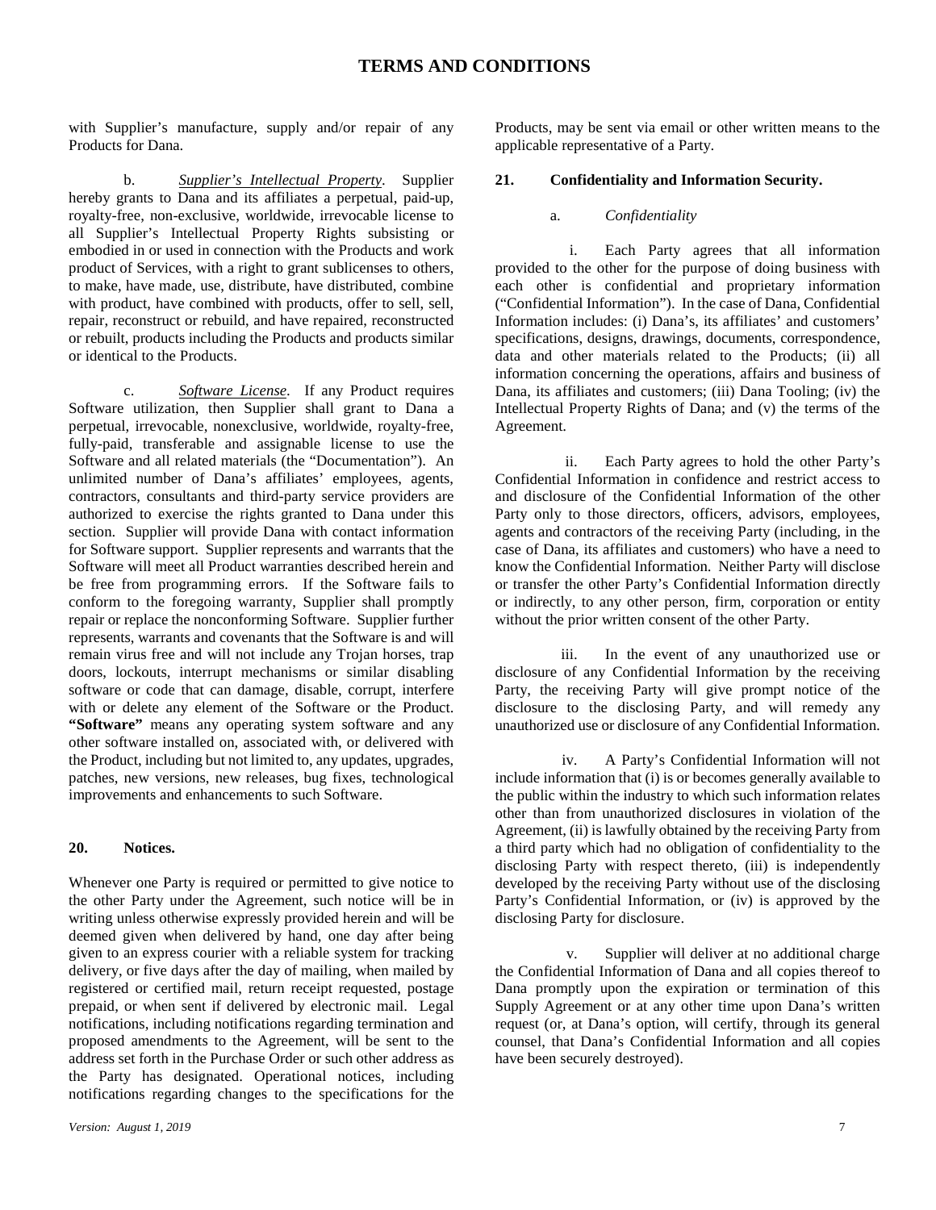with Supplier's manufacture, supply and/or repair of any Products for Dana.

b. *Supplier's Intellectual Property*. Supplier hereby grants to Dana and its affiliates a perpetual, paid-up, royalty-free, non-exclusive, worldwide, irrevocable license to all Supplier's Intellectual Property Rights subsisting or embodied in or used in connection with the Products and work product of Services, with a right to grant sublicenses to others, to make, have made, use, distribute, have distributed, combine with product, have combined with products, offer to sell, sell, repair, reconstruct or rebuild, and have repaired, reconstructed or rebuilt, products including the Products and products similar or identical to the Products.

c. *Software License*. If any Product requires Software utilization, then Supplier shall grant to Dana a perpetual, irrevocable, nonexclusive, worldwide, royalty-free, fully-paid, transferable and assignable license to use the Software and all related materials (the "Documentation"). An unlimited number of Dana's affiliates' employees, agents, contractors, consultants and third-party service providers are authorized to exercise the rights granted to Dana under this section. Supplier will provide Dana with contact information for Software support. Supplier represents and warrants that the Software will meet all Product warranties described herein and be free from programming errors. If the Software fails to conform to the foregoing warranty, Supplier shall promptly repair or replace the nonconforming Software. Supplier further represents, warrants and covenants that the Software is and will remain virus free and will not include any Trojan horses, trap doors, lockouts, interrupt mechanisms or similar disabling software or code that can damage, disable, corrupt, interfere with or delete any element of the Software or the Product. **"Software"** means any operating system software and any other software installed on, associated with, or delivered with the Product, including but not limited to, any updates, upgrades, patches, new versions, new releases, bug fixes, technological improvements and enhancements to such Software.

## 20. Notices.

Whenever one Party is required or permitted to give notice to the other Party under the Agreement, such notice will be in writing unless otherwise expressly provided herein and will be deemed given when delivered by hand, one day after being given to an express courier with a reliable system for tracking delivery, or five days after the day of mailing, when mailed by registered or certified mail, return receipt requested, postage prepaid, or when sent if delivered by electronic mail. Legal notifications, including notifications regarding termination and proposed amendments to the Agreement, will be sent to the address set forth in the Purchase Order or such other address as the Party has designated. Operational notices, including notifications regarding changes to the specifications for the Products, may be sent via email or other written means to the applicable representative of a Party.

## 21. Confidentiality and Information Security.

a. *Confidentiality*

i. Each Party agrees that all information provided to the other for the purpose of doing business with each other is confidential and proprietary information ("Confidential Information"). In the case of Dana, Confidential Information includes: (i) Dana's, its affiliates' and customers' specifications, designs, drawings, documents, correspondence, data and other materials related to the Products; (ii) all information concerning the operations, affairs and business of Dana, its affiliates and customers; (iii) Dana Tooling; (iv) the Intellectual Property Rights of Dana; and (v) the terms of the Agreement.

ii. Each Party agrees to hold the other Party's Confidential Information in confidence and restrict access to and disclosure of the Confidential Information of the other Party only to those directors, officers, advisors, employees, agents and contractors of the receiving Party (including, in the case of Dana, its affiliates and customers) who have a need to know the Confidential Information. Neither Party will disclose or transfer the other Party's Confidential Information directly or indirectly, to any other person, firm, corporation or entity without the prior written consent of the other Party.

iii. In the event of any unauthorized use or disclosure of any Confidential Information by the receiving Party, the receiving Party will give prompt notice of the disclosure to the disclosing Party, and will remedy any unauthorized use or disclosure of any Confidential Information.

iv. A Party's Confidential Information will not include information that (i) is or becomes generally available to the public within the industry to which such information relates other than from unauthorized disclosures in violation of the Agreement, (ii) is lawfully obtained by the receiving Party from a third party which had no obligation of confidentiality to the disclosing Party with respect thereto, (iii) is independently developed by the receiving Party without use of the disclosing Party's Confidential Information, or (iv) is approved by the disclosing Party for disclosure.

v. Supplier will deliver at no additional charge the Confidential Information of Dana and all copies thereof to Dana promptly upon the expiration or termination of this Supply Agreement or at any other time upon Dana's written request (or, at Dana's option, will certify, through its general counsel, that Dana's Confidential Information and all copies have been securely destroyed).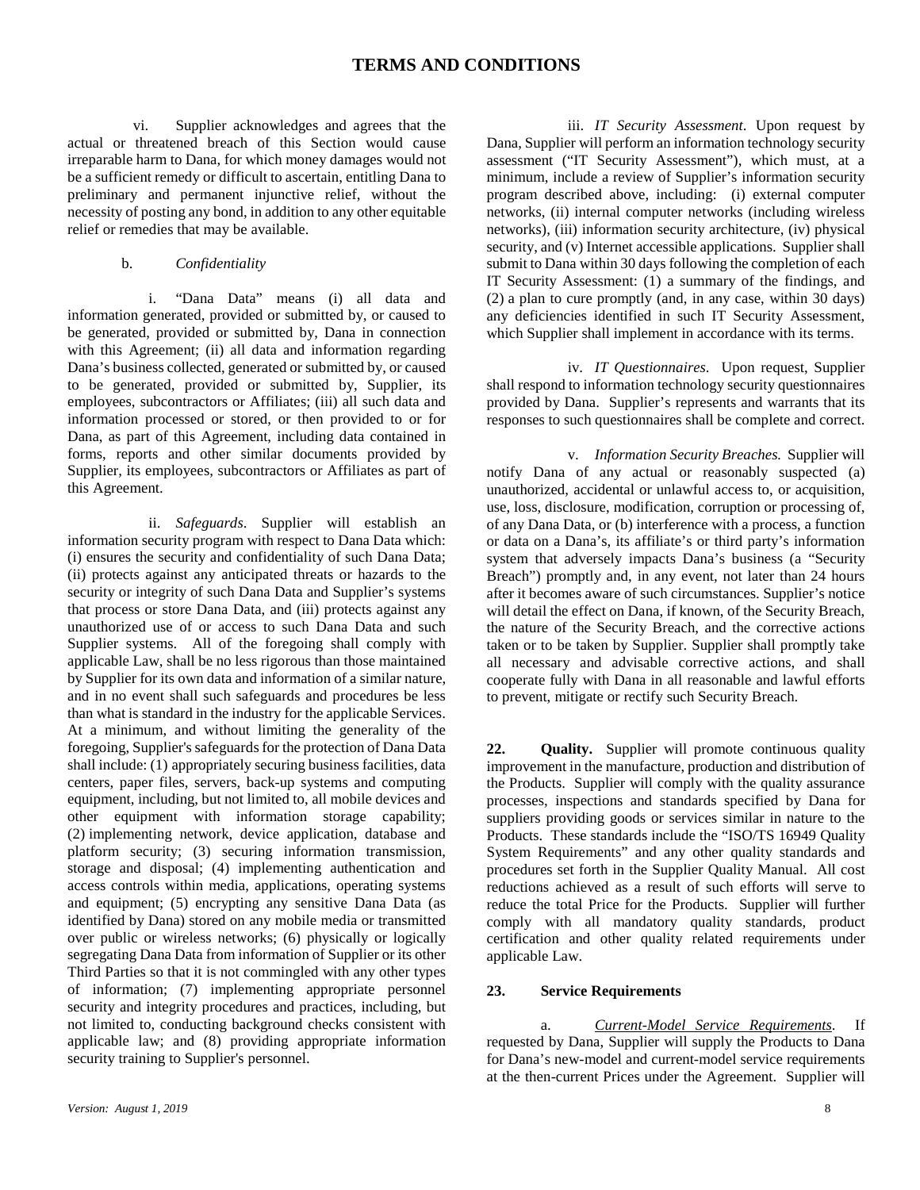vi. Supplier acknowledges and agrees that the actual or threatened breach of this Section would cause irreparable harm to Dana, for which money damages would not be a sufficient remedy or difficult to ascertain, entitling Dana to preliminary and permanent injunctive relief, without the necessity of posting any bond, in addition to any other equitable relief or remedies that may be available.

b. *Confidentiality*

i. "Dana Data" means (i) all data and information generated, provided or submitted by, or caused to be generated, provided or submitted by, Dana in connection with this Agreement; (ii) all data and information regarding Dana's business collected, generated or submitted by, or caused to be generated, provided or submitted by, Supplier, its employees, subcontractors or Affiliates; (iii) all such data and information processed or stored, or then provided to or for Dana, as part of this Agreement, including data contained in forms, reports and other similar documents provided by Supplier, its employees, subcontractors or Affiliates as part of this Agreement.

ii. *Safeguards*. Supplier will establish an information security program with respect to Dana Data which: (i) ensures the security and confidentiality of such Dana Data; (ii) protects against any anticipated threats or hazards to the security or integrity of such Dana Data and Supplier's systems that process or store Dana Data, and (iii) protects against any unauthorized use of or access to such Dana Data and such Supplier systems. All of the foregoing shall comply with applicable Law, shall be no less rigorous than those maintained by Supplier for its own data and information of a similar nature, and in no event shall such safeguards and procedures be less than what is standard in the industry for the applicable Services. At a minimum, and without limiting the generality of the foregoing, Supplier's safeguards for the protection of Dana Data shall include: (1) appropriately securing business facilities, data centers, paper files, servers, back-up systems and computing equipment, including, but not limited to, all mobile devices and other equipment with information storage capability; (2) implementing network, device application, database and platform security; (3) securing information transmission, storage and disposal; (4) implementing authentication and access controls within media, applications, operating systems and equipment; (5) encrypting any sensitive Dana Data (as identified by Dana) stored on any mobile media or transmitted over public or wireless networks; (6) physically or logically segregating Dana Data from information of Supplier or its other Third Parties so that it is not commingled with any other types of information; (7) implementing appropriate personnel security and integrity procedures and practices, including, but not limited to, conducting background checks consistent with applicable law; and (8) providing appropriate information security training to Supplier's personnel.

iii. *IT Security Assessment*. Upon request by Dana, Supplier will perform an information technology security assessment ("IT Security Assessment"), which must, at a minimum, include a review of Supplier's information security program described above, including: (i) external computer networks, (ii) internal computer networks (including wireless networks), (iii) information security architecture, (iv) physical security, and (v) Internet accessible applications. Supplier shall submit to Dana within 30 days following the completion of each IT Security Assessment: (1) a summary of the findings, and (2) a plan to cure promptly (and, in any case, within 30 days) any deficiencies identified in such IT Security Assessment, which Supplier shall implement in accordance with its terms.

iv. *IT Questionnaires*. Upon request, Supplier shall respond to information technology security questionnaires provided by Dana. Supplier's represents and warrants that its responses to such questionnaires shall be complete and correct.

v. *Information Security Breaches.* Supplier will notify Dana of any actual or reasonably suspected (a) unauthorized, accidental or unlawful access to, or acquisition, use, loss, disclosure, modification, corruption or processing of, of any Dana Data, or (b) interference with a process, a function or data on a Dana's, its affiliate's or third party's information system that adversely impacts Dana's business (a "Security Breach") promptly and, in any event, not later than 24 hours after it becomes aware of such circumstances. Supplier's notice will detail the effect on Dana, if known, of the Security Breach, the nature of the Security Breach, and the corrective actions taken or to be taken by Supplier. Supplier shall promptly take all necessary and advisable corrective actions, and shall cooperate fully with Dana in all reasonable and lawful efforts to prevent, mitigate or rectify such Security Breach.

**22. Quality.** Supplier will promote continuous quality improvement in the manufacture, production and distribution of the Products. Supplier will comply with the quality assurance processes, inspections and standards specified by Dana for suppliers providing goods or services similar in nature to the Products. These standards include the "ISO/TS 16949 Quality System Requirements" and any other quality standards and procedures set forth in the Supplier Quality Manual. All cost reductions achieved as a result of such efforts will serve to reduce the total Price for the Products. Supplier will further comply with all mandatory quality standards, product certification and other quality related requirements under applicable Law.

**23. Service Requirements**

a. *Current-Model Service Requirements*. If requested by Dana, Supplier will supply the Products to Dana for Dana's new-model and current-model service requirements at the then-current Prices under the Agreement. Supplier will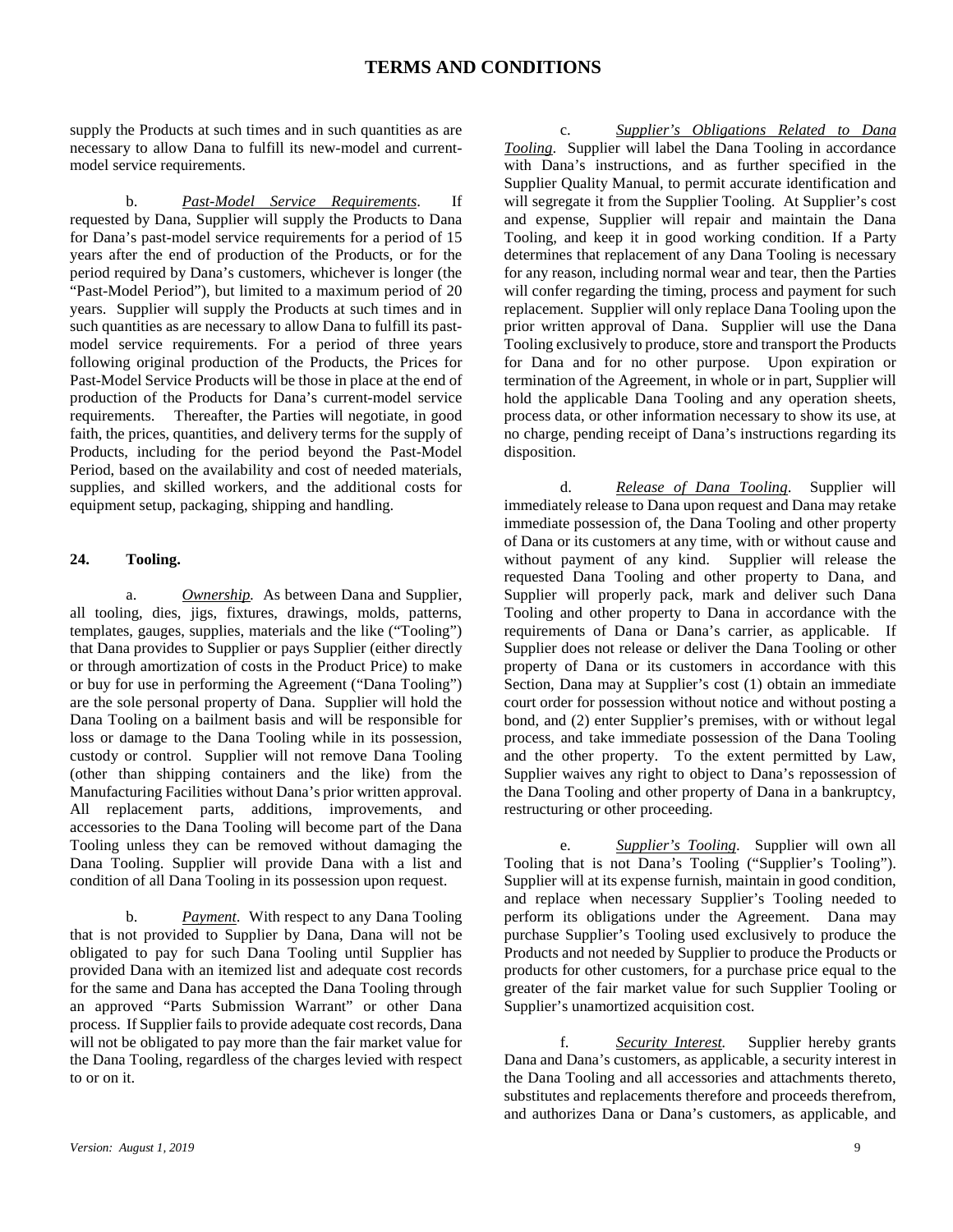supply the Products at such times and in such quantities as are necessary to allow Dana to fulfill its new-model and current-model service requirements.

b. *Past-Model Service Requirements*. If requested by Dana, Supplier will supply the Products to Dana for Dana's past-model service requirements for a period of 15 years after the end of production of the Products, or for the period required by Dana's customers, whichever is longer (the "Past-Model Period"), but limited to a maximum period of 20 years. Supplier will supply the Products at such times and in such quantities as are necessary to allow Dana to fulfill its past-model service requirements. For a period of three years following original production of the Products, the Prices for Past-Model Service Products will be those in place at the end of production of the Products for Dana's current-model service requirements. Thereafter, the Parties will negotiate, in good faith, the prices, quantities, and delivery terms for the supply of Products, including for the period beyond the Past-Model Period, based on the availability and cost of needed materials, supplies, and skilled workers, and the additional costs for equipment setup, packaging, shipping and handling.

**24. Tooling.**

a. *Ownership.* As between Dana and Supplier, all tooling, dies, jigs, fixtures, drawings, molds, patterns, templates, gauges, supplies, materials and the like ("Tooling") that Dana provides to Supplier or pays Supplier (either directly or through amortization of costs in the Product Price) to make or buy for use in performing the Agreement ("Dana Tooling") are the sole personal property of Dana. Supplier will hold the Dana Tooling on a bailment basis and will be responsible for loss or damage to the Dana Tooling while in its possession, custody or control. Supplier will not remove Dana Tooling (other than shipping containers and the like) from the Manufacturing Facilities without Dana's prior written approval. All replacement parts, additions, improvements, and accessories to the Dana Tooling will become part of the Dana Tooling unless they can be removed without damaging the Dana Tooling. Supplier will provide Dana with a list and condition of all Dana Tooling in its possession upon request.

b. *Payment*. With respect to any Dana Tooling that is not provided to Supplier by Dana, Dana will not be obligated to pay for such Dana Tooling until Supplier has provided Dana with an itemized list and adequate cost records for the same and Dana has accepted the Dana Tooling through an approved "Parts Submission Warrant" or other Dana process. If Supplier fails to provide adequate cost records, Dana will not be obligated to pay more than the fair market value for the Dana Tooling, regardless of the charges levied with respect to or on it.

c. *Supplier's Obligations Related to Dana Tooling*. Supplier will label the Dana Tooling in accordance with Dana's instructions, and as further specified in the Supplier Quality Manual, to permit accurate identification and will segregate it from the Supplier Tooling. At Supplier's cost and expense, Supplier will repair and maintain the Dana Tooling, and keep it in good working condition. If a Party determines that replacement of any Dana Tooling is necessary for any reason, including normal wear and tear, then the Parties will confer regarding the timing, process and payment for such replacement. Supplier will only replace Dana Tooling upon the prior written approval of Dana. Supplier will use the Dana Tooling exclusively to produce, store and transport the Products for Dana and for no other purpose. Upon expiration or termination of the Agreement, in whole or in part, Supplier will hold the applicable Dana Tooling and any operation sheets, process data, or other information necessary to show its use, at no charge, pending receipt of Dana's instructions regarding its disposition.

d. *Release of Dana Tooling*. Supplier will immediately release to Dana upon request and Dana may retake immediate possession of, the Dana Tooling and other property of Dana or its customers at any time, with or without cause and without payment of any kind. Supplier will release the requested Dana Tooling and other property to Dana, and Supplier will properly pack, mark and deliver such Dana Tooling and other property to Dana in accordance with the requirements of Dana or Dana's carrier, as applicable. If Supplier does not release or deliver the Dana Tooling or other property of Dana or its customers in accordance with this Section, Dana may at Supplier's cost (1) obtain an immediate court order for possession without notice and without posting a bond, and (2) enter Supplier's premises, with or without legal process, and take immediate possession of the Dana Tooling and the other property. To the extent permitted by Law, Supplier waives any right to object to Dana's repossession of the Dana Tooling and other property of Dana in a bankruptcy, restructuring or other proceeding.

e. *Supplier's Tooling*. Supplier will own all Tooling that is not Dana's Tooling ("Supplier's Tooling"). Supplier will at its expense furnish, maintain in good condition, and replace when necessary Supplier's Tooling needed to perform its obligations under the Agreement. Dana may purchase Supplier's Tooling used exclusively to produce the Products and not needed by Supplier to produce the Products or products for other customers, for a purchase price equal to the greater of the fair market value for such Supplier Tooling or Supplier's unamortized acquisition cost.

f. *Security Interest.* Supplier hereby grants Dana and Dana's customers, as applicable, a security interest in the Dana Tooling and all accessories and attachments thereto, substitutes and replacements therefore and proceeds therefrom, and authorizes Dana or Dana's customers, as applicable, and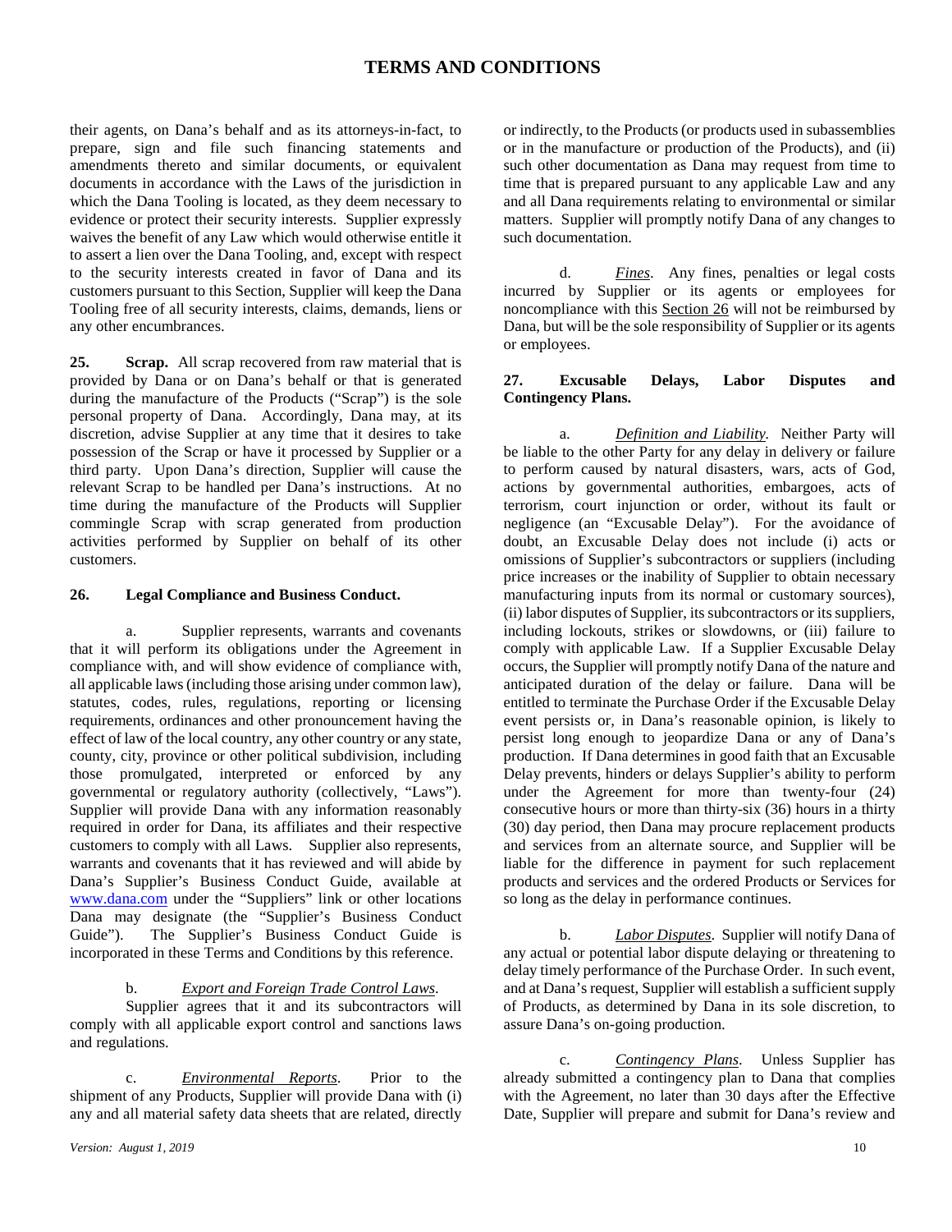their agents, on Dana's behalf and as its attorneys-in-fact, to prepare, sign and file such financing statements and amendments thereto and similar documents, or equivalent documents in accordance with the Laws of the jurisdiction in which the Dana Tooling is located, as they deem necessary to evidence or protect their security interests. Supplier expressly waives the benefit of any Law which would otherwise entitle it to assert a lien over the Dana Tooling, and, except with respect to the security interests created in favor of Dana and its customers pursuant to this Section, Supplier will keep the Dana Tooling free of all security interests, claims, demands, liens or any other encumbrances.

**25. Scrap.** All scrap recovered from raw material that is provided by Dana or on Dana's behalf or that is generated during the manufacture of the Products ("Scrap") is the sole personal property of Dana. Accordingly, Dana may, at its discretion, advise Supplier at any time that it desires to take possession of the Scrap or have it processed by Supplier or a third party. Upon Dana's direction, Supplier will cause the relevant Scrap to be handled per Dana's instructions. At no time during the manufacture of the Products will Supplier commingle Scrap with scrap generated from production activities performed by Supplier on behalf of its other customers.

**26. Legal Compliance and Business Conduct.**

a. Supplier represents, warrants and covenants that it will perform its obligations under the Agreement in compliance with, and will show evidence of compliance with, all applicable laws (including those arising under common law), statutes, codes, rules, regulations, reporting or licensing requirements, ordinances and other pronouncement having the effect of law of the local country, any other country or any state, county, city, province or other political subdivision, including those promulgated, interpreted or enforced by any governmental or regulatory authority (collectively, "Laws"). Supplier will provide Dana with any information reasonably required in order for Dana, its affiliates and their respective customers to comply with all Laws. Supplier also represents, warrants and covenants that it has reviewed and will abide by Dana's Supplier's Business Conduct Guide, available at www.dana.com under the "Suppliers" link or other locations Dana may designate (the "Supplier's Business Conduct Guide"). The Supplier's Business Conduct Guide is incorporated in these Terms and Conditions by this reference.

b. *Export and Foreign Trade Control Laws*. Supplier agrees that it and its subcontractors will comply with all applicable export control and sanctions laws and regulations.

c. *Environmental Reports*. Prior to the shipment of any Products, Supplier will provide Dana with (i) any and all material safety data sheets that are related, directly or indirectly, to the Products (or products used in subassemblies or in the manufacture or production of the Products), and (ii) such other documentation as Dana may request from time to time that is prepared pursuant to any applicable Law and any and all Dana requirements relating to environmental or similar matters. Supplier will promptly notify Dana of any changes to such documentation.

d. *Fines*. Any fines, penalties or legal costs incurred by Supplier or its agents or employees for noncompliance with this Section 26 will not be reimbursed by Dana, but will be the sole responsibility of Supplier or its agents or employees.

**27. Excusable Delays, Labor Disputes and Contingency Plans.**

a. *Definition and Liability*. Neither Party will be liable to the other Party for any delay in delivery or failure to perform caused by natural disasters, wars, acts of God, actions by governmental authorities, embargoes, acts of terrorism, court injunction or order, without its fault or negligence (an "Excusable Delay"). For the avoidance of doubt, an Excusable Delay does not include (i) acts or omissions of Supplier's subcontractors or suppliers (including price increases or the inability of Supplier to obtain necessary manufacturing inputs from its normal or customary sources), (ii) labor disputes of Supplier, its subcontractors or its suppliers, including lockouts, strikes or slowdowns, or (iii) failure to comply with applicable Law. If a Supplier Excusable Delay occurs, the Supplier will promptly notify Dana of the nature and anticipated duration of the delay or failure. Dana will be entitled to terminate the Purchase Order if the Excusable Delay event persists or, in Dana's reasonable opinion, is likely to persist long enough to jeopardize Dana or any of Dana's production. If Dana determines in good faith that an Excusable Delay prevents, hinders or delays Supplier's ability to perform under the Agreement for more than twenty-four (24) consecutive hours or more than thirty-six (36) hours in a thirty (30) day period, then Dana may procure replacement products and services from an alternate source, and Supplier will be liable for the difference in payment for such replacement products and services and the ordered Products or Services for so long as the delay in performance continues.

b. *Labor Disputes*. Supplier will notify Dana of any actual or potential labor dispute delaying or threatening to delay timely performance of the Purchase Order. In such event, and at Dana's request, Supplier will establish a sufficient supply of Products, as determined by Dana in its sole discretion, to assure Dana's on-going production.

c. *Contingency Plans*. Unless Supplier has already submitted a contingency plan to Dana that complies with the Agreement, no later than 30 days after the Effective Date, Supplier will prepare and submit for Dana's review and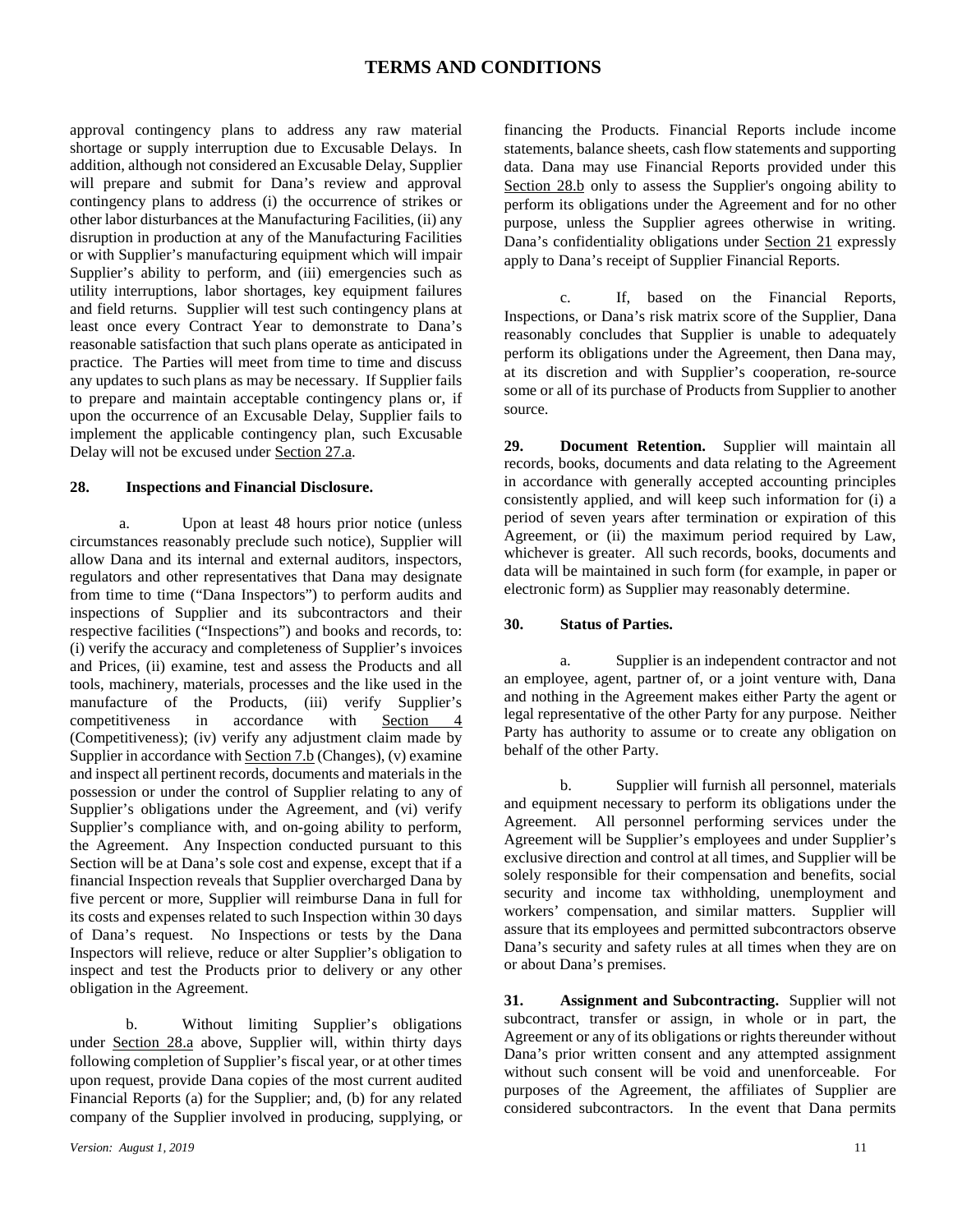approval contingency plans to address any raw material shortage or supply interruption due to Excusable Delays. In addition, although not considered an Excusable Delay, Supplier will prepare and submit for Dana's review and approval contingency plans to address (i) the occurrence of strikes or other labor disturbances at the Manufacturing Facilities, (ii) any disruption in production at any of the Manufacturing Facilities or with Supplier's manufacturing equipment which will impair Supplier's ability to perform, and (iii) emergencies such as utility interruptions, labor shortages, key equipment failures and field returns. Supplier will test such contingency plans at least once every Contract Year to demonstrate to Dana's reasonable satisfaction that such plans operate as anticipated in practice. The Parties will meet from time to time and discuss any updates to such plans as may be necessary. If Supplier fails to prepare and maintain acceptable contingency plans or, if upon the occurrence of an Excusable Delay, Supplier fails to implement the applicable contingency plan, such Excusable Delay will not be excused under Section 27.a.

**28. Inspections and Financial Disclosure.**

a. Upon at least 48 hours prior notice (unless circumstances reasonably preclude such notice), Supplier will allow Dana and its internal and external auditors, inspectors, regulators and other representatives that Dana may designate from time to time ("Dana Inspectors") to perform audits and inspections of Supplier and its subcontractors and their respective facilities ("Inspections") and books and records, to: (i) verify the accuracy and completeness of Supplier's invoices and Prices, (ii) examine, test and assess the Products and all tools, machinery, materials, processes and the like used in the manufacture of the Products, (iii) verify Supplier's competitiveness in accordance with Section 4 (Competitiveness); (iv) verify any adjustment claim made by Supplier in accordance with Section 7.b (Changes), (v) examine and inspect all pertinent records, documents and materials in the possession or under the control of Supplier relating to any of Supplier's obligations under the Agreement, and (vi) verify Supplier's compliance with, and on-going ability to perform, the Agreement. Any Inspection conducted pursuant to this Section will be at Dana's sole cost and expense, except that if a financial Inspection reveals that Supplier overcharged Dana by five percent or more, Supplier will reimburse Dana in full for its costs and expenses related to such Inspection within 30 days of Dana's request. No Inspections or tests by the Dana Inspectors will relieve, reduce or alter Supplier's obligation to inspect and test the Products prior to delivery or any other obligation in the Agreement.

b. Without limiting Supplier's obligations under Section 28.a above, Supplier will, within thirty days following completion of Supplier's fiscal year, or at other times upon request, provide Dana copies of the most current audited Financial Reports (a) for the Supplier; and, (b) for any related company of the Supplier involved in producing, supplying, or financing the Products. Financial Reports include income statements, balance sheets, cash flow statements and supporting data. Dana may use Financial Reports provided under this Section 28.b only to assess the Supplier's ongoing ability to perform its obligations under the Agreement and for no other purpose, unless the Supplier agrees otherwise in writing. Dana's confidentiality obligations under Section 21 expressly apply to Dana's receipt of Supplier Financial Reports.

c. If, based on the Financial Reports, Inspections, or Dana's risk matrix score of the Supplier, Dana reasonably concludes that Supplier is unable to adequately perform its obligations under the Agreement, then Dana may, at its discretion and with Supplier's cooperation, re-source some or all of its purchase of Products from Supplier to another source.

**29. Document Retention.** Supplier will maintain all records, books, documents and data relating to the Agreement in accordance with generally accepted accounting principles consistently applied, and will keep such information for (i) a period of seven years after termination or expiration of this Agreement, or (ii) the maximum period required by Law, whichever is greater. All such records, books, documents and data will be maintained in such form (for example, in paper or electronic form) as Supplier may reasonably determine.

**30. Status of Parties.**

a. Supplier is an independent contractor and not an employee, agent, partner of, or a joint venture with, Dana and nothing in the Agreement makes either Party the agent or legal representative of the other Party for any purpose. Neither Party has authority to assume or to create any obligation on behalf of the other Party.

b. Supplier will furnish all personnel, materials and equipment necessary to perform its obligations under the Agreement. All personnel performing services under the Agreement will be Supplier's employees and under Supplier's exclusive direction and control at all times, and Supplier will be solely responsible for their compensation and benefits, social security and income tax withholding, unemployment and workers' compensation, and similar matters. Supplier will assure that its employees and permitted subcontractors observe Dana's security and safety rules at all times when they are on or about Dana's premises.

**31. Assignment and Subcontracting.** Supplier will not subcontract, transfer or assign, in whole or in part, the Agreement or any of its obligations or rights thereunder without Dana's prior written consent and any attempted assignment without such consent will be void and unenforceable. For purposes of the Agreement, the affiliates of Supplier are considered subcontractors. In the event that Dana permits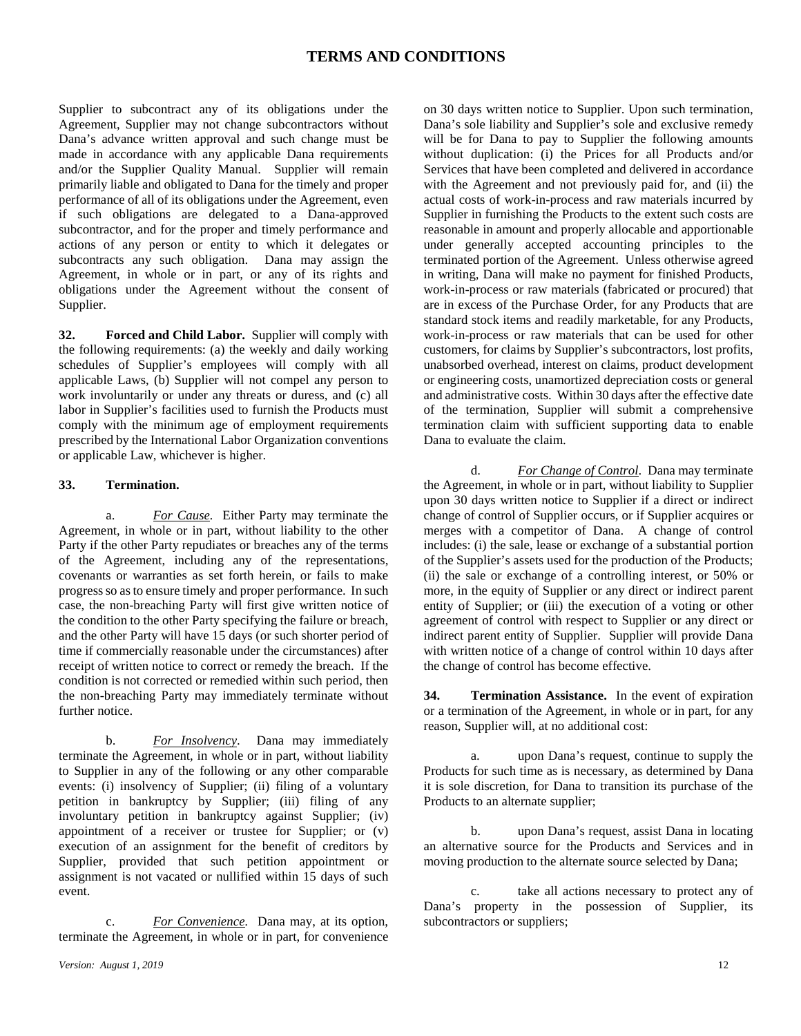Supplier to subcontract any of its obligations under the Agreement, Supplier may not change subcontractors without Dana's advance written approval and such change must be made in accordance with any applicable Dana requirements and/or the Supplier Quality Manual. Supplier will remain primarily liable and obligated to Dana for the timely and proper performance of all of its obligations under the Agreement, even if such obligations are delegated to a Dana-approved subcontractor, and for the proper and timely performance and actions of any person or entity to which it delegates or subcontracts any such obligation. Dana may assign the Agreement, in whole or in part, or any of its rights and obligations under the Agreement without the consent of Supplier.

**32. Forced and Child Labor.** Supplier will comply with the following requirements: (a) the weekly and daily working schedules of Supplier's employees will comply with all applicable Laws, (b) Supplier will not compel any person to work involuntarily or under any threats or duress, and (c) all labor in Supplier's facilities used to furnish the Products must comply with the minimum age of employment requirements prescribed by the International Labor Organization conventions or applicable Law, whichever is higher.

**33. Termination.**

a. *For Cause.* Either Party may terminate the Agreement, in whole or in part, without liability to the other Party if the other Party repudiates or breaches any of the terms of the Agreement, including any of the representations, covenants or warranties as set forth herein, or fails to make progress so as to ensure timely and proper performance. In such case, the non-breaching Party will first give written notice of the condition to the other Party specifying the failure or breach, and the other Party will have 15 days (or such shorter period of time if commercially reasonable under the circumstances) after receipt of written notice to correct or remedy the breach. If the condition is not corrected or remedied within such period, then the non-breaching Party may immediately terminate without further notice.

b. *For Insolvency.* Dana may immediately terminate the Agreement, in whole or in part, without liability to Supplier in any of the following or any other comparable events: (i) insolvency of Supplier; (ii) filing of a voluntary petition in bankruptcy by Supplier; (iii) filing of any involuntary petition in bankruptcy against Supplier; (iv) appointment of a receiver or trustee for Supplier; or (v) execution of an assignment for the benefit of creditors by Supplier, provided that such petition appointment or assignment is not vacated or nullified within 15 days of such event.

c. *For Convenience.* Dana may, at its option, terminate the Agreement, in whole or in part, for convenience on 30 days written notice to Supplier. Upon such termination, Dana's sole liability and Supplier's sole and exclusive remedy will be for Dana to pay to Supplier the following amounts without duplication: (i) the Prices for all Products and/or Services that have been completed and delivered in accordance with the Agreement and not previously paid for, and (ii) the actual costs of work-in-process and raw materials incurred by Supplier in furnishing the Products to the extent such costs are reasonable in amount and properly allocable and apportionable under generally accepted accounting principles to the terminated portion of the Agreement. Unless otherwise agreed in writing, Dana will make no payment for finished Products, work-in-process or raw materials (fabricated or procured) that are in excess of the Purchase Order, for any Products that are standard stock items and readily marketable, for any Products, work-in-process or raw materials that can be used for other customers, for claims by Supplier's subcontractors, lost profits, unabsorbed overhead, interest on claims, product development or engineering costs, unamortized depreciation costs or general and administrative costs. Within 30 days after the effective date of the termination, Supplier will submit a comprehensive termination claim with sufficient supporting data to enable Dana to evaluate the claim.

d. *For Change of Control.* Dana may terminate the Agreement, in whole or in part, without liability to Supplier upon 30 days written notice to Supplier if a direct or indirect change of control of Supplier occurs, or if Supplier acquires or merges with a competitor of Dana. A change of control includes: (i) the sale, lease or exchange of a substantial portion of the Supplier's assets used for the production of the Products; (ii) the sale or exchange of a controlling interest, or 50% or more, in the equity of Supplier or any direct or indirect parent entity of Supplier; or (iii) the execution of a voting or other agreement of control with respect to Supplier or any direct or indirect parent entity of Supplier. Supplier will provide Dana with written notice of a change of control within 10 days after the change of control has become effective.

**34. Termination Assistance.** In the event of expiration or a termination of the Agreement, in whole or in part, for any reason, Supplier will, at no additional cost:

a. upon Dana's request, continue to supply the Products for such time as is necessary, as determined by Dana it is sole discretion, for Dana to transition its purchase of the Products to an alternate supplier;

b. upon Dana's request, assist Dana in locating an alternative source for the Products and Services and in moving production to the alternate source selected by Dana;

c. take all actions necessary to protect any of Dana's property in the possession of Supplier, its subcontractors or suppliers;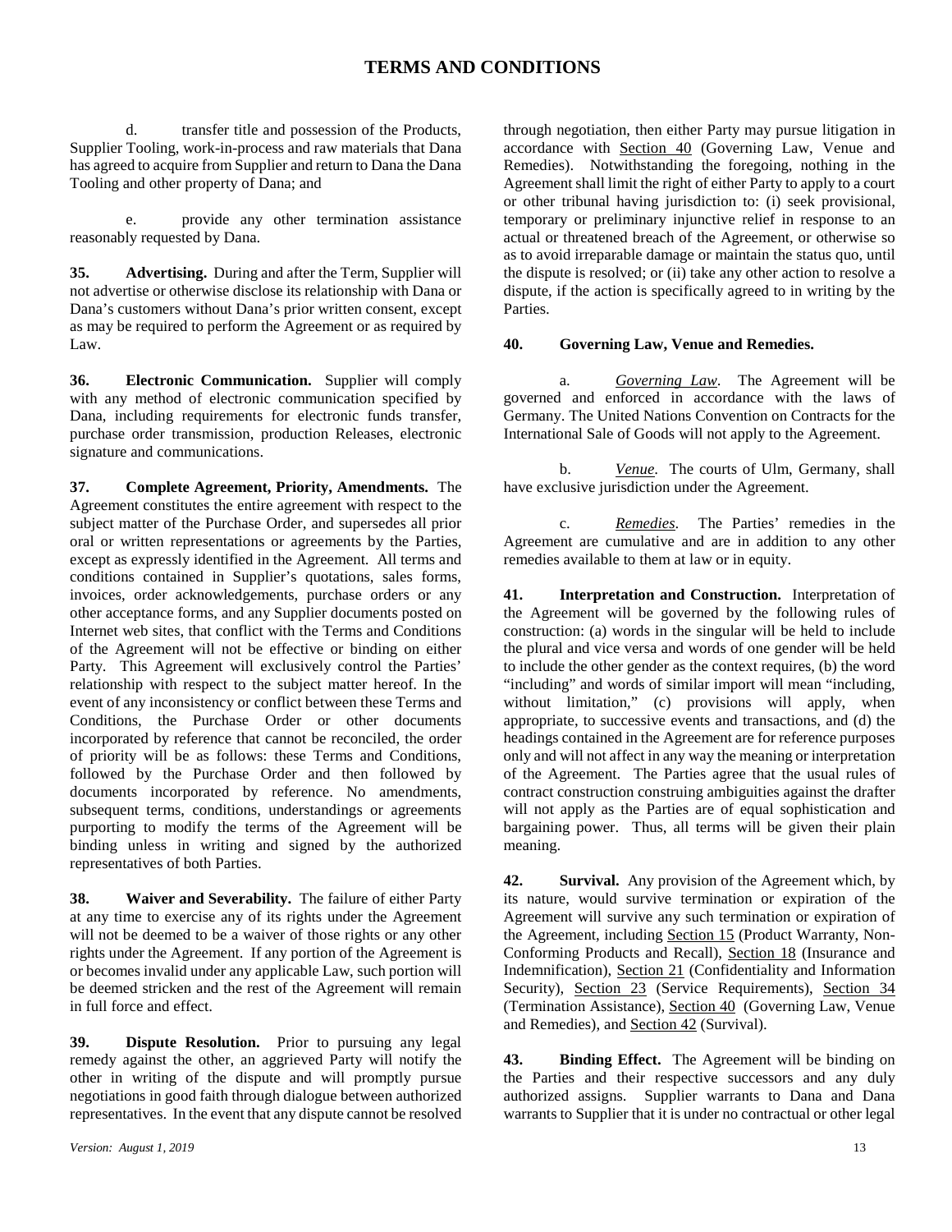# TERMS AND CONDITIONS

d. transfer title and possession of the Products, Supplier Tooling, work-in-process and raw materials that Dana has agreed to acquire from Supplier and return to Dana the Dana Tooling and other property of Dana; and

e. provide any other termination assistance reasonably requested by Dana.

**35. Advertising.** During and after the Term, Supplier will not advertise or otherwise disclose its relationship with Dana or Dana's customers without Dana's prior written consent, except as may be required to perform the Agreement or as required by Law.

**36. Electronic Communication.** Supplier will comply with any method of electronic communication specified by Dana, including requirements for electronic funds transfer, purchase order transmission, production Releases, electronic signature and communications.

**37. Complete Agreement, Priority, Amendments.** The Agreement constitutes the entire agreement with respect to the subject matter of the Purchase Order, and supersedes all prior oral or written representations or agreements by the Parties, except as expressly identified in the Agreement. All terms and conditions contained in Supplier's quotations, sales forms, invoices, order acknowledgements, purchase orders or any other acceptance forms, and any Supplier documents posted on Internet web sites, that conflict with the Terms and Conditions of the Agreement will not be effective or binding on either Party. This Agreement will exclusively control the Parties' relationship with respect to the subject matter hereof. In the event of any inconsistency or conflict between these Terms and Conditions, the Purchase Order or other documents incorporated by reference that cannot be reconciled, the order of priority will be as follows: these Terms and Conditions, followed by the Purchase Order and then followed by documents incorporated by reference. No amendments, subsequent terms, conditions, understandings or agreements purporting to modify the terms of the Agreement will be binding unless in writing and signed by the authorized representatives of both Parties.

**38. Waiver and Severability.** The failure of either Party at any time to exercise any of its rights under the Agreement will not be deemed to be a waiver of those rights or any other rights under the Agreement. If any portion of the Agreement is or becomes invalid under any applicable Law, such portion will be deemed stricken and the rest of the Agreement will remain in full force and effect.

**39. Dispute Resolution.** Prior to pursuing any legal remedy against the other, an aggrieved Party will notify the other in writing of the dispute and will promptly pursue negotiations in good faith through dialogue between authorized representatives. In the event that any dispute cannot be resolved through negotiation, then either Party may pursue litigation in accordance with Section 40 (Governing Law, Venue and Remedies). Notwithstanding the foregoing, nothing in the Agreement shall limit the right of either Party to apply to a court or other tribunal having jurisdiction to: (i) seek provisional, temporary or preliminary injunctive relief in response to an actual or threatened breach of the Agreement, or otherwise so as to avoid irreparable damage or maintain the status quo, until the dispute is resolved; or (ii) take any other action to resolve a dispute, if the action is specifically agreed to in writing by the Parties.

**40. Governing Law, Venue and Remedies.**

a. *Governing Law*. The Agreement will be governed and enforced in accordance with the laws of Germany. The United Nations Convention on Contracts for the International Sale of Goods will not apply to the Agreement.

b. *Venue*. The courts of Ulm, Germany, shall have exclusive jurisdiction under the Agreement.

c. *Remedies*. The Parties' remedies in the Agreement are cumulative and are in addition to any other remedies available to them at law or in equity.

**41. Interpretation and Construction.** Interpretation of the Agreement will be governed by the following rules of construction: (a) words in the singular will be held to include the plural and vice versa and words of one gender will be held to include the other gender as the context requires, (b) the word "including" and words of similar import will mean "including, without limitation," (c) provisions will apply, when appropriate, to successive events and transactions, and (d) the headings contained in the Agreement are for reference purposes only and will not affect in any way the meaning or interpretation of the Agreement. The Parties agree that the usual rules of contract construction construing ambiguities against the drafter will not apply as the Parties are of equal sophistication and bargaining power. Thus, all terms will be given their plain meaning.

**42. Survival.** Any provision of the Agreement which, by its nature, would survive termination or expiration of the Agreement will survive any such termination or expiration of the Agreement, including Section 15 (Product Warranty, Non-Conforming Products and Recall), Section 18 (Insurance and Indemnification), Section 21 (Confidentiality and Information Security), Section 23 (Service Requirements), Section 34 (Termination Assistance), Section 40 (Governing Law, Venue and Remedies), and Section 42 (Survival).

**43. Binding Effect.** The Agreement will be binding on the Parties and their respective successors and any duly authorized assigns. Supplier warrants to Dana and Dana warrants to Supplier that it is under no contractual or other legal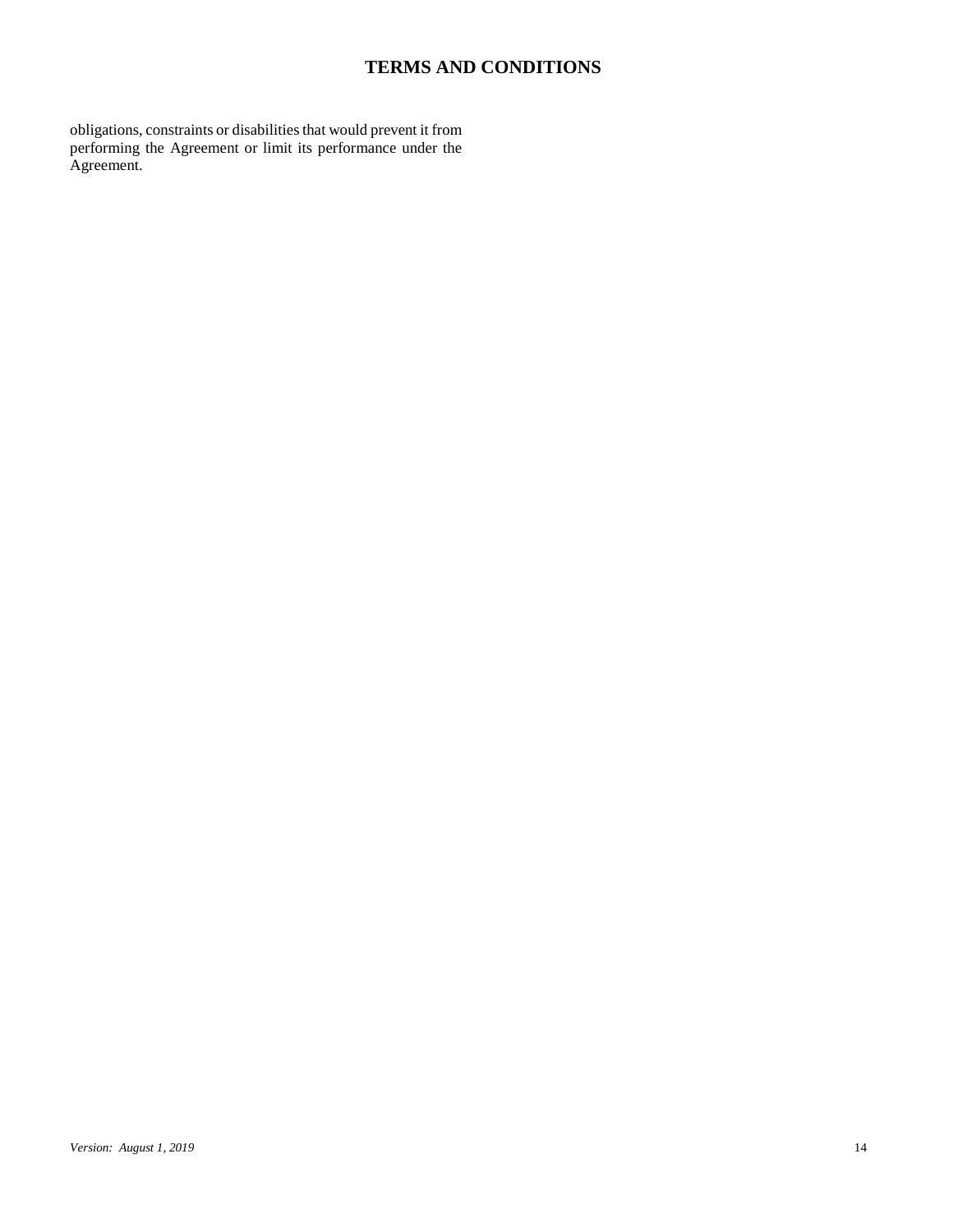obligations, constraints or disabilities that would prevent it from performing the Agreement or limit its performance under the Agreement.